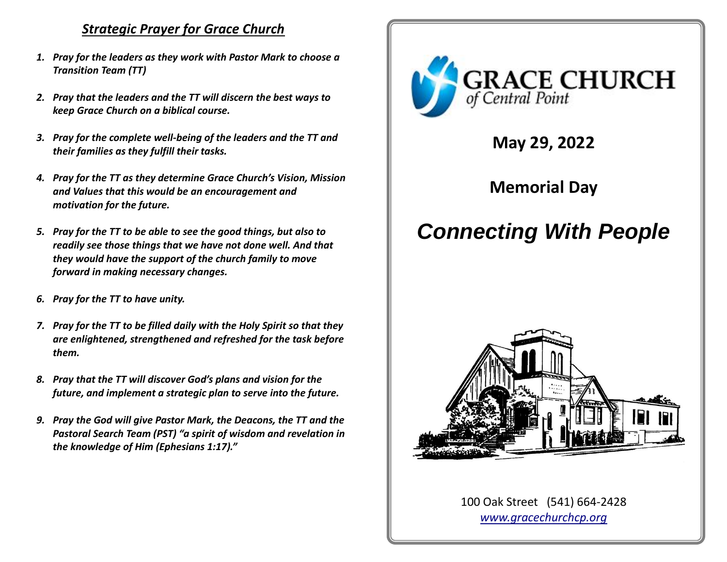## *Strategic Prayer for Grace Church*

1. ***Pray for the leaders as they work with Pastor Mark to choose a Transition Team (TT)***
2. ***Pray that the leaders and the TT will discern the best ways to keep Grace Church on a biblical course.***
3. ***Pray for the complete well-being of the leaders and the TT and their families as they fulfill their tasks.***
4. ***Pray for the TT as they determine Grace Church's Vision, Mission and Values that this would be an encouragement and motivation for the future.***
5. ***Pray for the TT to be able to see the good things, but also to readily see those things that we have not done well. And that they would have the support of the church family to move forward in making necessary changes.***
6. ***Pray for the TT to have unity.***
7. ***Pray for the TT to be filled daily with the Holy Spirit so that they are enlightened, strengthened and refreshed for the task before them.***
8. ***Pray that the TT will discover God's plans and vision for the future, and implement a strategic plan to serve into the future.***
9. ***Pray the God will give Pastor Mark, the Deacons, the TT and the Pastoral Search Team (PST) "a spirit of wisdom and revelation in the knowledge of Him (Ephesians 1:17)."***

# GRACE CHURCH
of Central Point

## May 29, 2022

## Memorial Day

# *Connecting With People*

100 Oak Street (541) 664-2428
www.gracechurchcp.org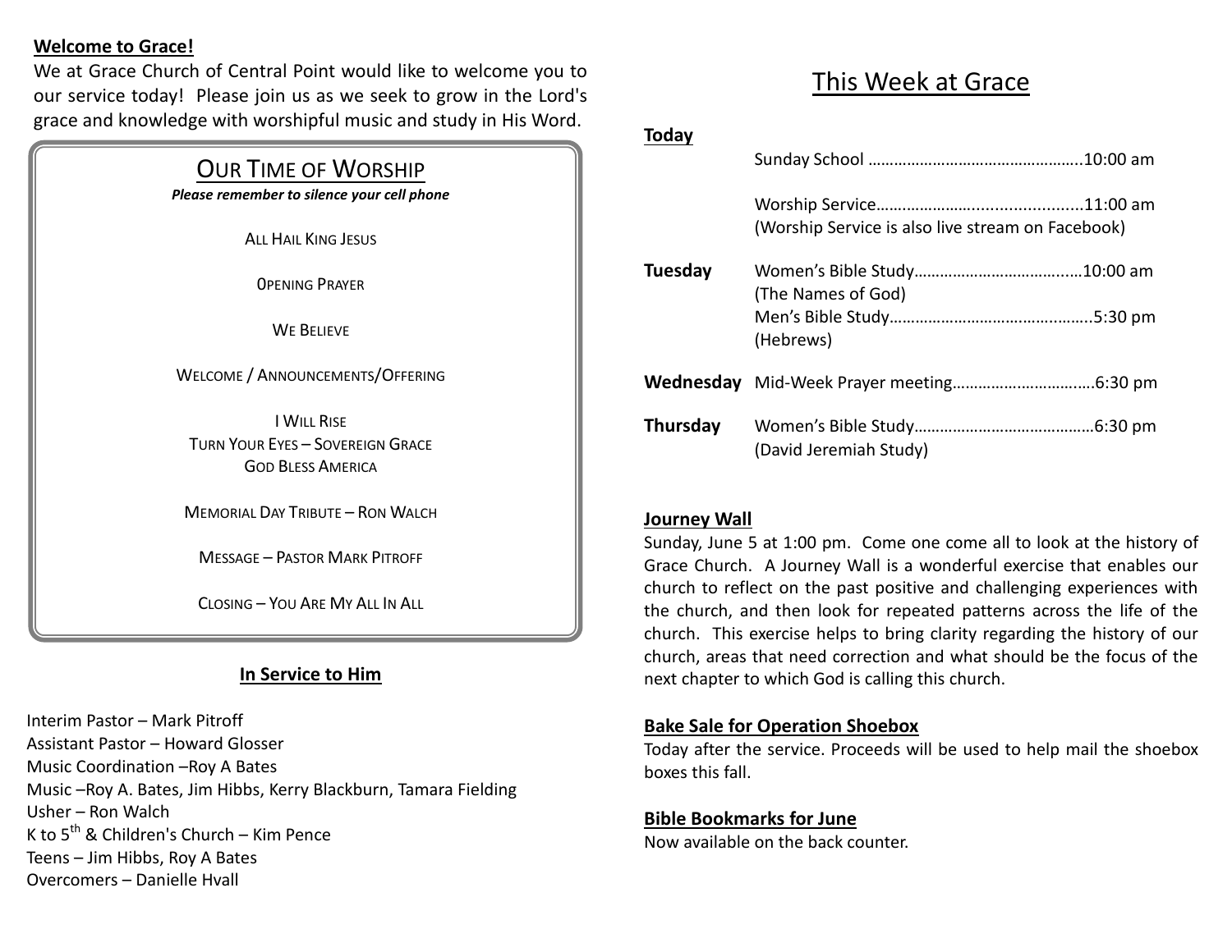**Welcome to Grace!**

We at Grace Church of Central Point would like to welcome you to our service today! Please join us as we seek to grow in the Lord's grace and knowledge with worshipful music and study in His Word.

## OUR TIME OF WORSHIP

***Please remember to silence your cell phone***

ALL HAIL KING JESUS

0PENING PRAYER

WE BELIEVE

WELCOME / ANNOUNCEMENTS/OFFERING

I WILL RISE
TURN YOUR EYES – SOVEREIGN GRACE
GOD BLESS AMERICA

MEMORIAL DAY TRIBUTE – RON WALCH

MESSAGE – PASTOR MARK PITROFF

CLOSING – YOU ARE MY ALL IN ALL

### In Service to Him

Interim Pastor – Mark Pitroff
Assistant Pastor – Howard Glosser
Music Coordination –Roy A Bates
Music –Roy A. Bates, Jim Hibbs, Kerry Blackburn, Tamara Fielding
Usher – Ron Walch
K to 5th & Children's Church – Kim Pence
Teens – Jim Hibbs, Roy A Bates
Overcomers – Danielle Hvall

# This Week at Grace

**Today**

Sunday School …………………………………………..10:00 am

Worship Service……………………......................11:00 am
(Worship Service is also live stream on Facebook)

**Tuesday** Women's Bible Study…………………………….…10:00 am
(The Names of God)
Men's Bible Study……………………………….……..5:30 pm
(Hebrews)

**Wednesday** Mid-Week Prayer meeting………………………….6:30 pm

**Thursday** Women's Bible Study……………………………………6:30 pm
(David Jeremiah Study)

**Journey Wall**

Sunday, June 5 at 1:00 pm. Come one come all to look at the history of Grace Church. A Journey Wall is a wonderful exercise that enables our church to reflect on the past positive and challenging experiences with the church, and then look for repeated patterns across the life of the church. This exercise helps to bring clarity regarding the history of our church, areas that need correction and what should be the focus of the next chapter to which God is calling this church.

**Bake Sale for Operation Shoebox**

Today after the service. Proceeds will be used to help mail the shoebox boxes this fall.

**Bible Bookmarks for June**

Now available on the back counter.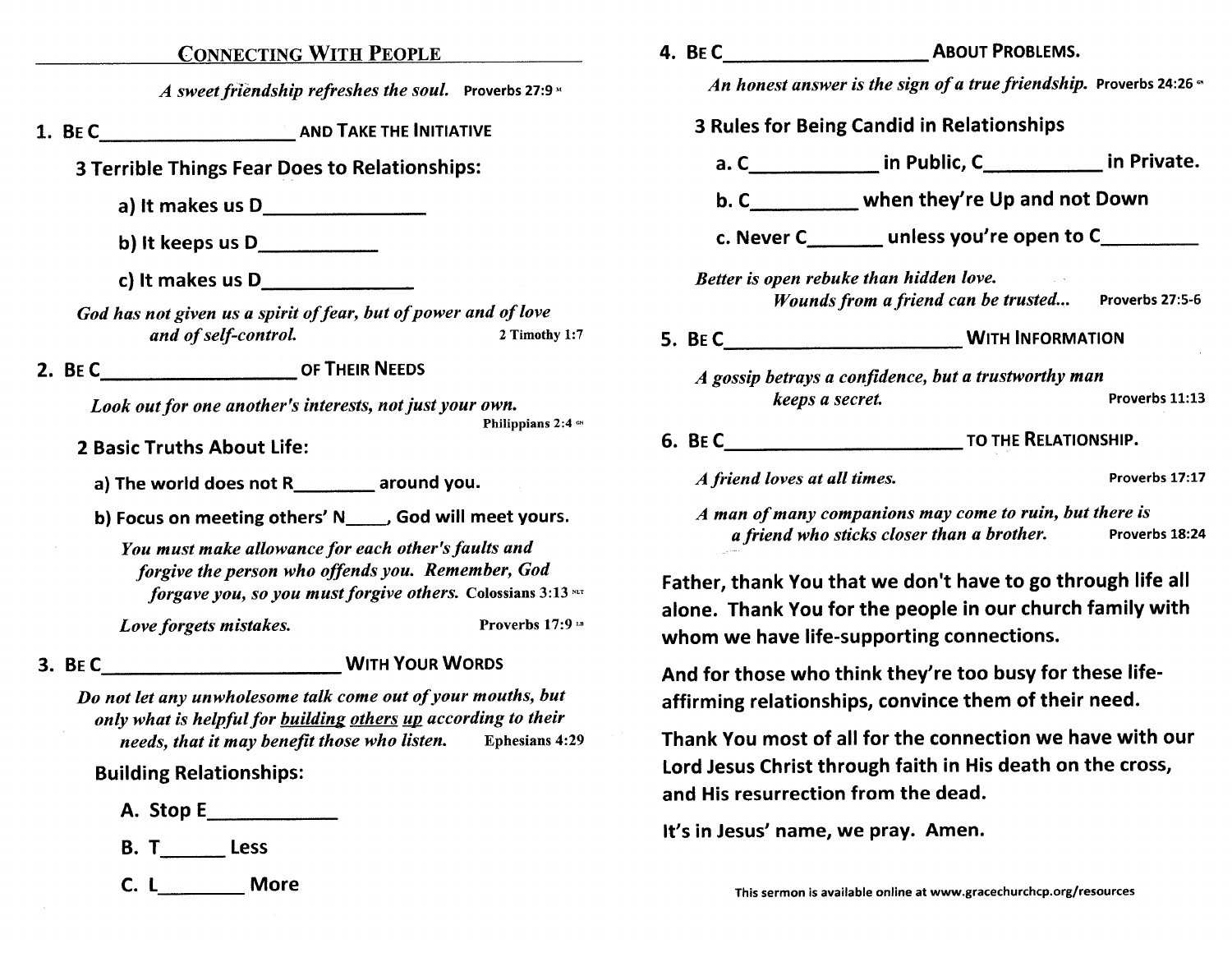## Connecting With People

*A sweet friendship refreshes the soul.* Proverbs 27:9 M

1. **Be C\_\_\_\_\_\_\_\_\_\_\_\_\_\_\_\_\_\_ and Take the Initiative**

   **3 Terrible Things Fear Does to Relationships:**

   **a) It makes us D\_\_\_\_\_\_\_\_\_\_\_\_\_\_**

   **b) It keeps us D\_\_\_\_\_\_\_\_\_\_\_**

   **c) It makes us D\_\_\_\_\_\_\_\_\_\_\_\_\_**

   *God has not given us a spirit of fear, but of power and of love and of self-control.* 2 Timothy 1:7

2. **Be C\_\_\_\_\_\_\_\_\_\_\_\_\_\_\_\_\_\_ of Their Needs**

   *Look out for one another's interests, not just your own.* Philippians 2:4 GN

   **2 Basic Truths About Life:**

   **a) The world does not R\_\_\_\_\_\_\_\_ around you.**

   **b) Focus on meeting others' N\_\_\_\_, God will meet yours.**

   *You must make allowance for each other's faults and forgive the person who offends you. Remember, God forgave you, so you must forgive others.* Colossians 3:13 NLT

   *Love forgets mistakes.* Proverbs 17:9 LB

3. **Be C\_\_\_\_\_\_\_\_\_\_\_\_\_\_\_\_\_\_\_\_\_\_ With Your Words**

   *Do not let any unwholesome talk come out of your mouths, but only what is helpful for <u>building</u> <u>others</u> <u>up</u> according to their needs, that it may benefit those who listen.* Ephesians 4:29

   **Building Relationships:**

   **A. Stop E\_\_\_\_\_\_\_\_\_\_\_\_**

   **B. T\_\_\_\_\_\_ Less**

   **C. L\_\_\_\_\_\_\_\_ More**

4. **Be C\_\_\_\_\_\_\_\_\_\_\_\_\_\_\_\_\_\_ About Problems.**

   *An honest answer is the sign of a true friendship.* Proverbs 24:26 GN

   **3 Rules for Being Candid in Relationships**

   **a. C\_\_\_\_\_\_\_\_\_\_\_\_ in Public, C\_\_\_\_\_\_\_\_\_\_\_ in Private.**

   **b. C\_\_\_\_\_\_\_\_\_\_ when they're Up and not Down**

   **c. Never C\_\_\_\_\_\_\_ unless you're open to C\_\_\_\_\_\_\_\_\_**

   *Better is open rebuke than hidden love. Wounds from a friend can be trusted...* Proverbs 27:5-6

5. **Be C\_\_\_\_\_\_\_\_\_\_\_\_\_\_\_\_\_\_\_\_\_\_ With Information**

   *A gossip betrays a confidence, but a trustworthy man keeps a secret.* Proverbs 11:13

6. **Be C\_\_\_\_\_\_\_\_\_\_\_\_\_\_\_\_\_\_\_\_\_\_ to the Relationship.**

   *A friend loves at all times.* Proverbs 17:17

   *A man of many companions may come to ruin, but there is a friend who sticks closer than a brother.* Proverbs 18:24

**Father, thank You that we don't have to go through life all alone. Thank You for the people in our church family with whom we have life-supporting connections.**

**And for those who think they're too busy for these life-affirming relationships, convince them of their need.**

**Thank You most of all for the connection we have with our Lord Jesus Christ through faith in His death on the cross, and His resurrection from the dead.**

**It's in Jesus' name, we pray. Amen.**

This sermon is available online at www.gracechurchcp.org/resources